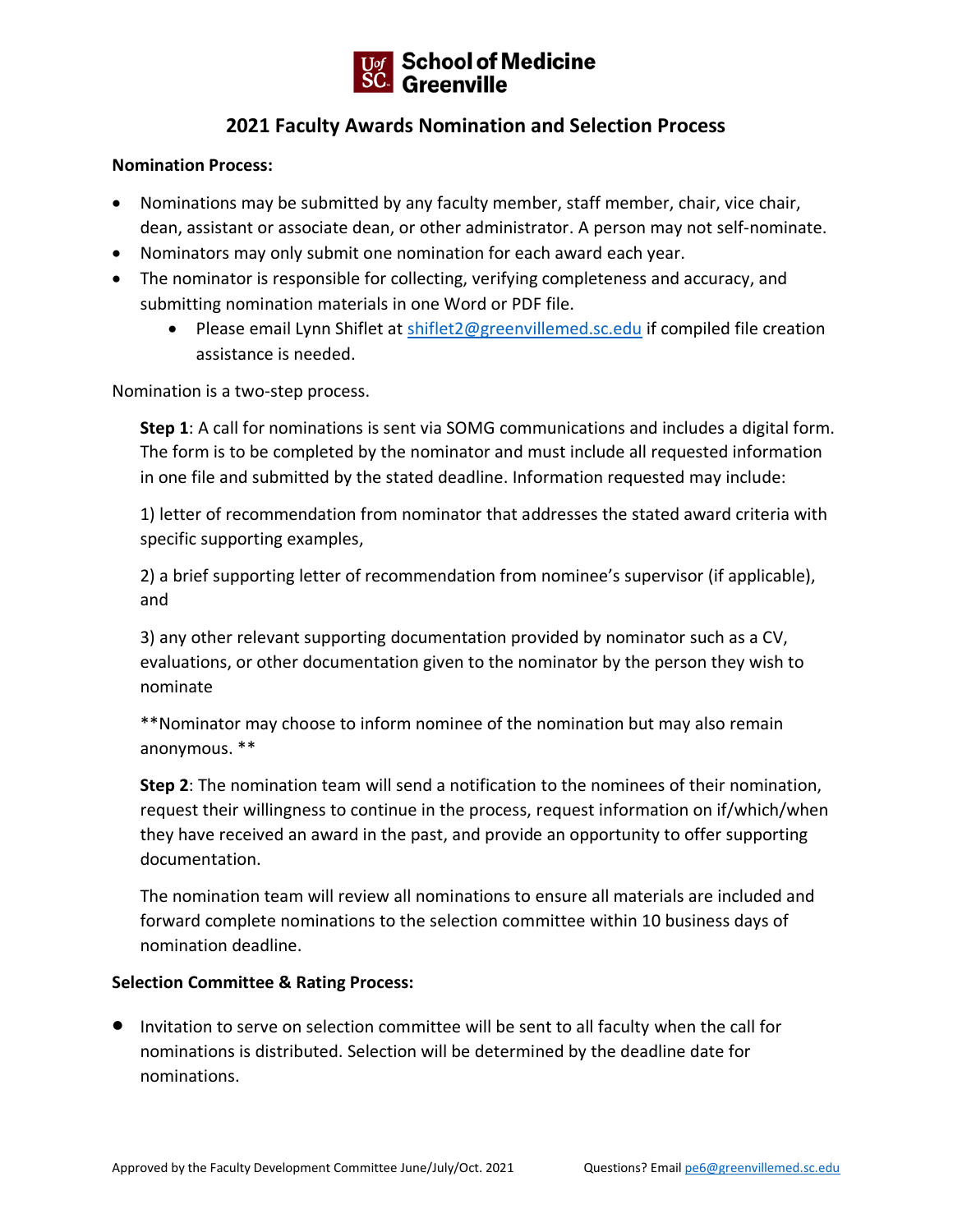UofSC School of Medicine Greenville

# 2021 Faculty Awards Nomination and Selection Process

**Nomination Process:**

- Nominations may be submitted by any faculty member, staff member, chair, vice chair, dean, assistant or associate dean, or other administrator. A person may not self-nominate.
- Nominators may only submit one nomination for each award each year.
- The nominator is responsible for collecting, verifying completeness and accuracy, and submitting nomination materials in one Word or PDF file.
  - Please email Lynn Shiflet at shiflet2@greenvillemed.sc.edu if compiled file creation assistance is needed.

Nomination is a two-step process.

**Step 1**: A call for nominations is sent via SOMG communications and includes a digital form. The form is to be completed by the nominator and must include all requested information in one file and submitted by the stated deadline. Information requested may include:

1) letter of recommendation from nominator that addresses the stated award criteria with specific supporting examples,

2) a brief supporting letter of recommendation from nominee's supervisor (if applicable), and

3) any other relevant supporting documentation provided by nominator such as a CV, evaluations, or other documentation given to the nominator by the person they wish to nominate

**Nominator may choose to inform nominee of the nomination but may also remain anonymous. **

**Step 2**: The nomination team will send a notification to the nominees of their nomination, request their willingness to continue in the process, request information on if/which/when they have received an award in the past, and provide an opportunity to offer supporting documentation.

The nomination team will review all nominations to ensure all materials are included and forward complete nominations to the selection committee within 10 business days of nomination deadline.

**Selection Committee & Rating Process:**

- Invitation to serve on selection committee will be sent to all faculty when the call for nominations is distributed. Selection will be determined by the deadline date for nominations.

Approved by the Faculty Development Committee June/July/Oct. 2021 Questions? Email pe6@greenvillemed.sc.edu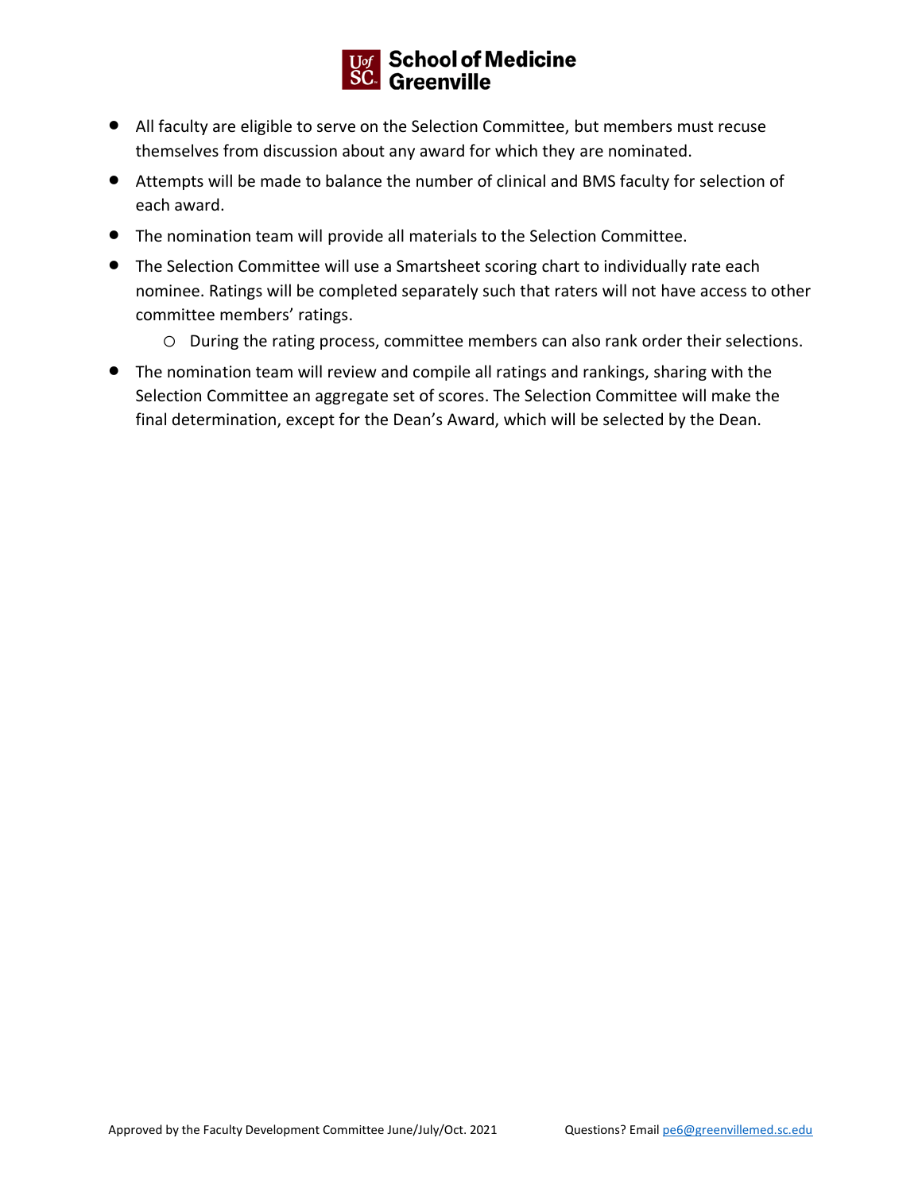- All faculty are eligible to serve on the Selection Committee, but members must recuse themselves from discussion about any award for which they are nominated.
- Attempts will be made to balance the number of clinical and BMS faculty for selection of each award.
- The nomination team will provide all materials to the Selection Committee.
- The Selection Committee will use a Smartsheet scoring chart to individually rate each nominee. Ratings will be completed separately such that raters will not have access to other committee members' ratings.
    - During the rating process, committee members can also rank order their selections.
- The nomination team will review and compile all ratings and rankings, sharing with the Selection Committee an aggregate set of scores. The Selection Committee will make the final determination, except for the Dean's Award, which will be selected by the Dean.